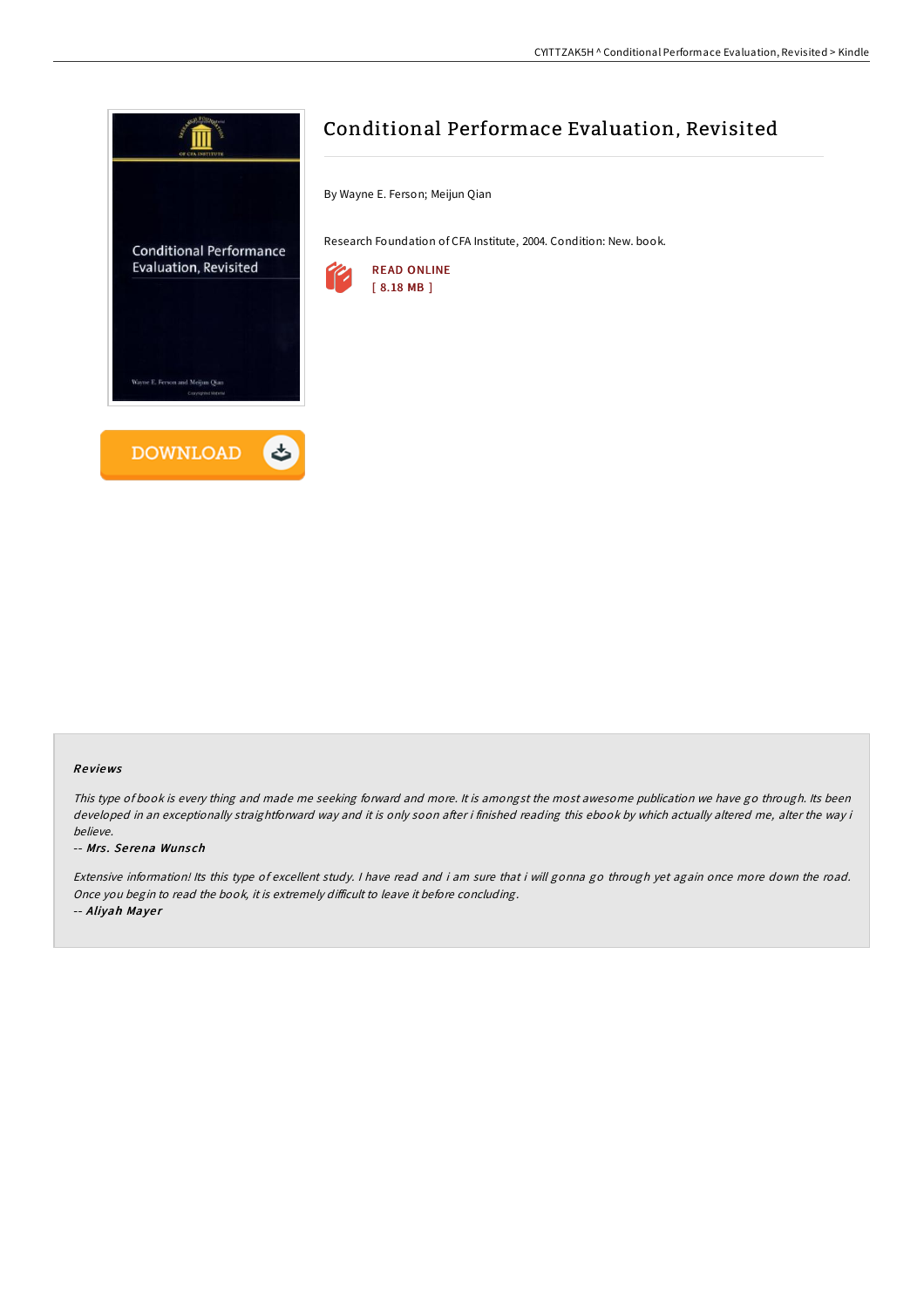# Conditional Performace Evaluation, Revisited

By Wayne E. Ferson; Meijun Qian

Research Foundation of CFA Institute, 2004. Condition: New. book.

READ ONLINE
[ 8.18 MB ]

DOWNLOAD

## Reviews

*This type of book is every thing and made me seeking forward and more. It is amongst the most awesome publication we have go through. Its been developed in an exceptionally straightforward way and it is only soon after i finished reading this ebook by which actually altered me, alter the way i believe.*

-- ***Mrs. Serena Wunsch***

*Extensive information! Its this type of excellent study. I have read and i am sure that i will gonna go through yet again once more down the road. Once you begin to read the book, it is extremely difficult to leave it before concluding.*

-- ***Aliyah Mayer***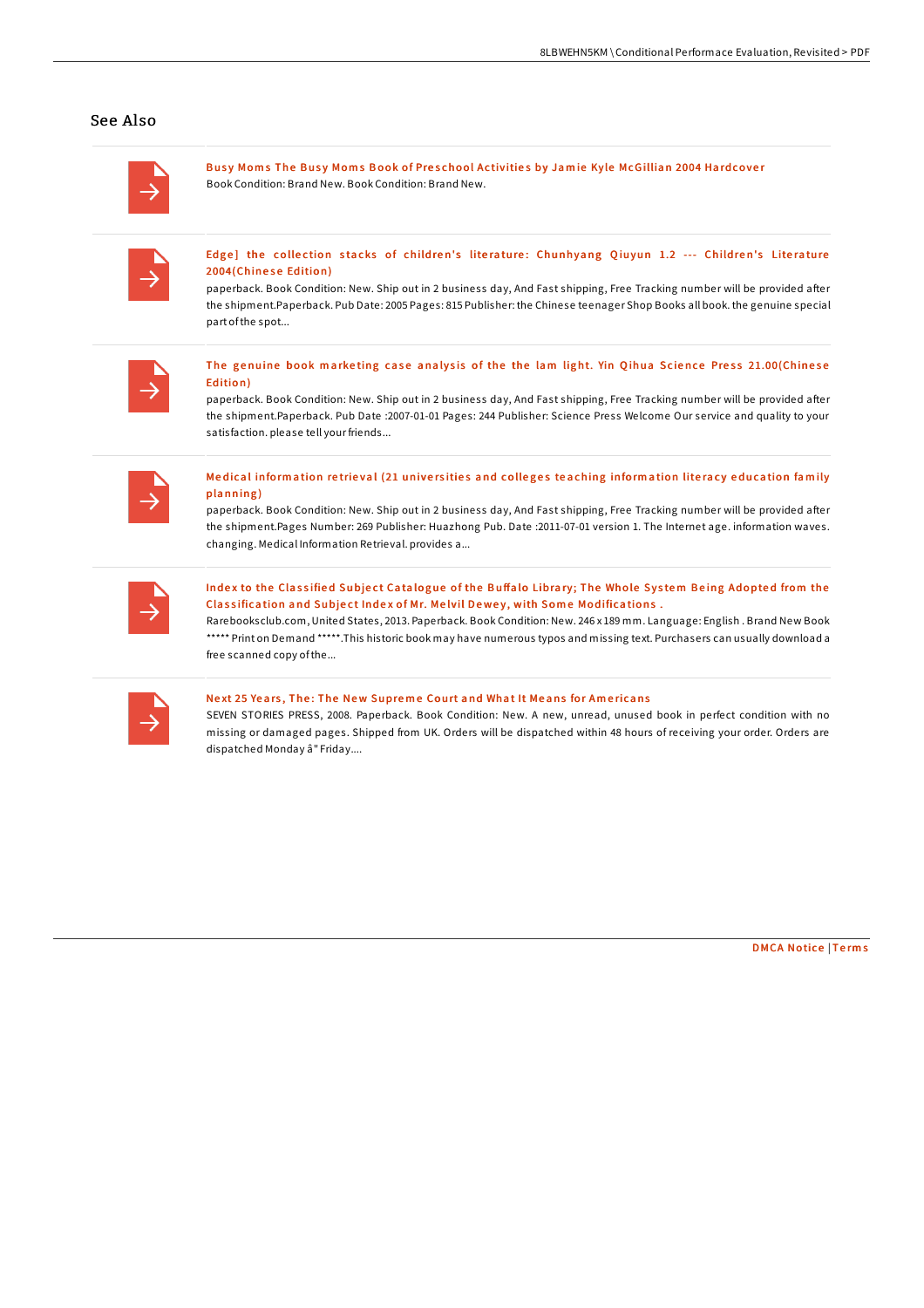## See Also

**Busy Moms The Busy Moms Book of Preschool Activities by Jamie Kyle McGillian 2004 Hardcover**

Book Condition: Brand New. Book Condition: Brand New.

**Edge] the collection stacks of children's literature: Chunhyang Qiuyun 1.2 --- Children's Literature 2004(Chinese Edition)**

paperback. Book Condition: New. Ship out in 2 business day, And Fast shipping, Free Tracking number will be provided after the shipment.Paperback. Pub Date: 2005 Pages: 815 Publisher: the Chinese teenager Shop Books all book. the genuine special part of the spot...

**The genuine book marketing case analysis of the the lam light. Yin Qihua Science Press 21.00(Chinese Edition)**

paperback. Book Condition: New. Ship out in 2 business day, And Fast shipping, Free Tracking number will be provided after the shipment.Paperback. Pub Date :2007-01-01 Pages: 244 Publisher: Science Press Welcome Our service and quality to your satisfaction. please tell your friends...

**Medical information retrieval (21 universities and colleges teaching information literacy education family planning)**

paperback. Book Condition: New. Ship out in 2 business day, And Fast shipping, Free Tracking number will be provided after the shipment.Pages Number: 269 Publisher: Huazhong Pub. Date :2011-07-01 version 1. The Internet age. information waves. changing. Medical Information Retrieval. provides a...

**Index to the Classified Subject Catalogue of the Buffalo Library; The Whole System Being Adopted from the Classification and Subject Index of Mr. Melvil Dewey, with Some Modifications .**

Rarebooksclub.com, United States, 2013. Paperback. Book Condition: New. 246 x 189 mm. Language: English . Brand New Book ***** Print on Demand *****.This historic book may have numerous typos and missing text. Purchasers can usually download a free scanned copy of the...

**Next 25 Years, The: The New Supreme Court and What It Means for Americans**

SEVEN STORIES PRESS, 2008. Paperback. Book Condition: New. A new, unread, unused book in perfect condition with no missing or damaged pages. Shipped from UK. Orders will be dispatched within 48 hours of receiving your order. Orders are dispatched Monday â" Friday....